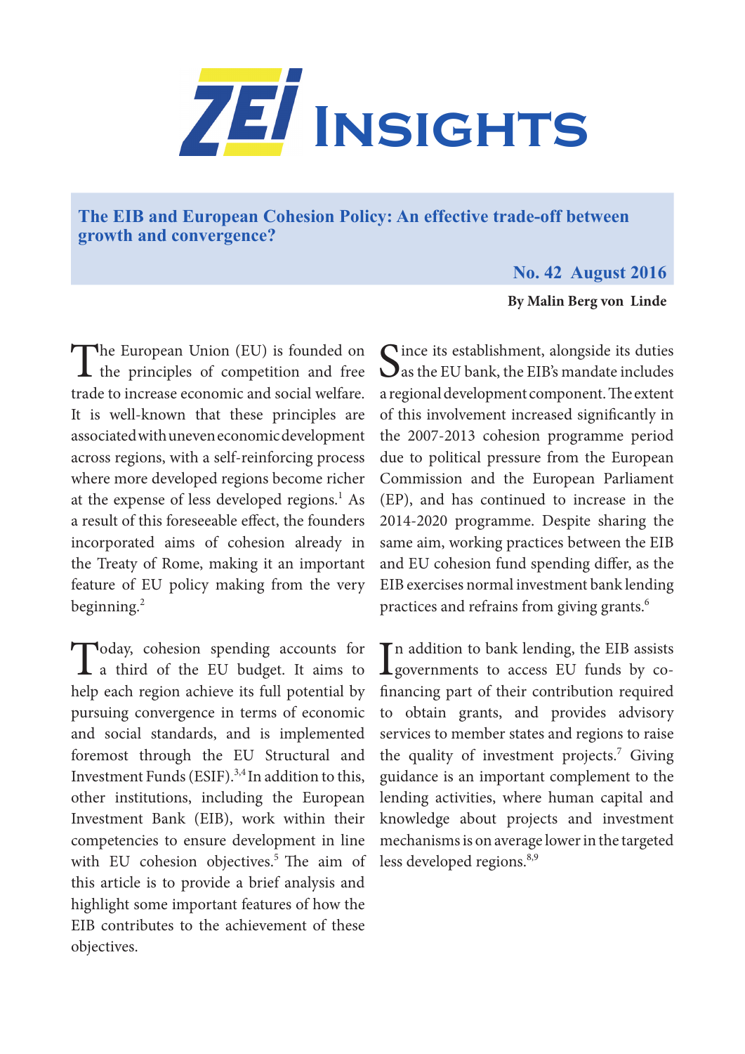# ZEI Insights

## The EIB and European Cohesion Policy: An effective trade-off between growth and convergence?

**No. 42 August 2016**

**By Malin Berg von Linde**

The European Union (EU) is founded on the principles of competition and free trade to increase economic and social welfare. It is well-known that these principles are associated with uneven economic development across regions, with a self-reinforcing process where more developed regions become richer at the expense of less developed regions.[1] As a result of this foreseeable effect, the founders incorporated aims of cohesion already in the Treaty of Rome, making it an important feature of EU policy making from the very beginning.[2]

Today, cohesion spending accounts for a third of the EU budget. It aims to help each region achieve its full potential by pursuing convergence in terms of economic and social standards, and is implemented foremost through the EU Structural and Investment Funds (ESIF).[3,4] In addition to this, other institutions, including the European Investment Bank (EIB), work within their competencies to ensure development in line with EU cohesion objectives.[5] The aim of this article is to provide a brief analysis and highlight some important features of how the EIB contributes to the achievement of these objectives.

Since its establishment, alongside its duties as the EU bank, the EIB's mandate includes a regional development component. The extent of this involvement increased significantly in the 2007-2013 cohesion programme period due to political pressure from the European Commission and the European Parliament (EP), and has continued to increase in the 2014-2020 programme. Despite sharing the same aim, working practices between the EIB and EU cohesion fund spending differ, as the EIB exercises normal investment bank lending practices and refrains from giving grants.[6]

In addition to bank lending, the EIB assists governments to access EU funds by co-financing part of their contribution required to obtain grants, and provides advisory services to member states and regions to raise the quality of investment projects.[7] Giving guidance is an important complement to the lending activities, where human capital and knowledge about projects and investment mechanisms is on average lower in the targeted less developed regions.[8,9]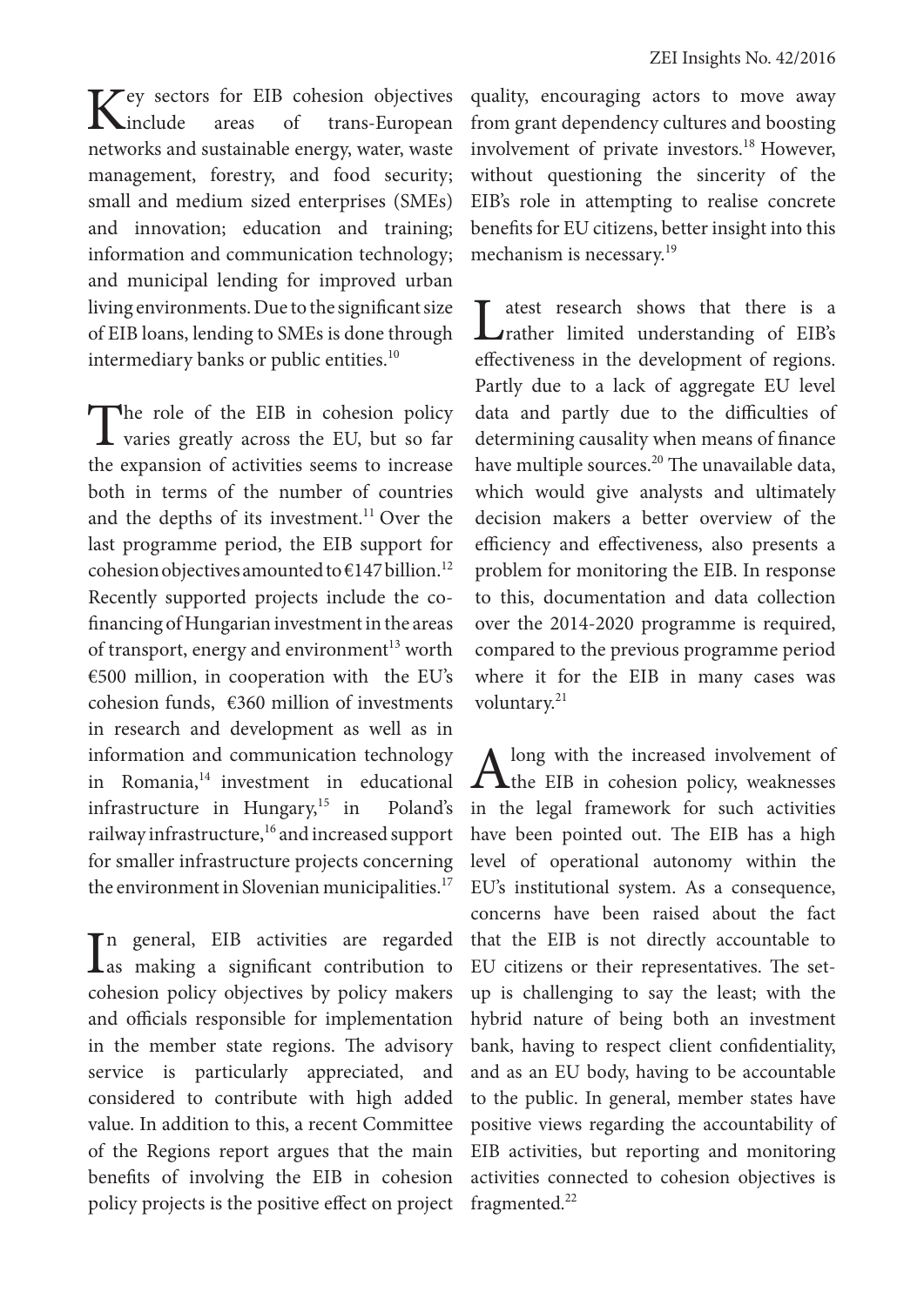Key sectors for EIB cohesion objectives include areas of trans-European networks and sustainable energy, water, waste management, forestry, and food security; small and medium sized enterprises (SMEs) and innovation; education and training; information and communication technology; and municipal lending for improved urban living environments. Due to the significant size of EIB loans, lending to SMEs is done through intermediary banks or public entities.[10]

The role of the EIB in cohesion policy varies greatly across the EU, but so far the expansion of activities seems to increase both in terms of the number of countries and the depths of its investment.[11] Over the last programme period, the EIB support for cohesion objectives amounted to €147 billion.[12] Recently supported projects include the co-financing of Hungarian investment in the areas of transport, energy and environment[13] worth €500 million, in cooperation with the EU's cohesion funds, €360 million of investments in research and development as well as in information and communication technology in Romania,[14] investment in educational infrastructure in Hungary,[15] in Poland's railway infrastructure,[16] and increased support for smaller infrastructure projects concerning the environment in Slovenian municipalities.[17]

In general, EIB activities are regarded as making a significant contribution to cohesion policy objectives by policy makers and officials responsible for implementation in the member state regions. The advisory service is particularly appreciated, and considered to contribute with high added value. In addition to this, a recent Committee of the Regions report argues that the main benefits of involving the EIB in cohesion policy projects is the positive effect on project quality, encouraging actors to move away from grant dependency cultures and boosting involvement of private investors.[18] However, without questioning the sincerity of the EIB's role in attempting to realise concrete benefits for EU citizens, better insight into this mechanism is necessary.[19]

Latest research shows that there is a rather limited understanding of EIB's effectiveness in the development of regions. Partly due to a lack of aggregate EU level data and partly due to the difficulties of determining causality when means of finance have multiple sources.[20] The unavailable data, which would give analysts and ultimately decision makers a better overview of the efficiency and effectiveness, also presents a problem for monitoring the EIB. In response to this, documentation and data collection over the 2014-2020 programme is required, compared to the previous programme period where it for the EIB in many cases was voluntary.[21]

Along with the increased involvement of the EIB in cohesion policy, weaknesses in the legal framework for such activities have been pointed out. The EIB has a high level of operational autonomy within the EU's institutional system. As a consequence, concerns have been raised about the fact that the EIB is not directly accountable to EU citizens or their representatives. The set-up is challenging to say the least; with the hybrid nature of being both an investment bank, having to respect client confidentiality, and as an EU body, having to be accountable to the public. In general, member states have positive views regarding the accountability of EIB activities, but reporting and monitoring activities connected to cohesion objectives is fragmented.[22]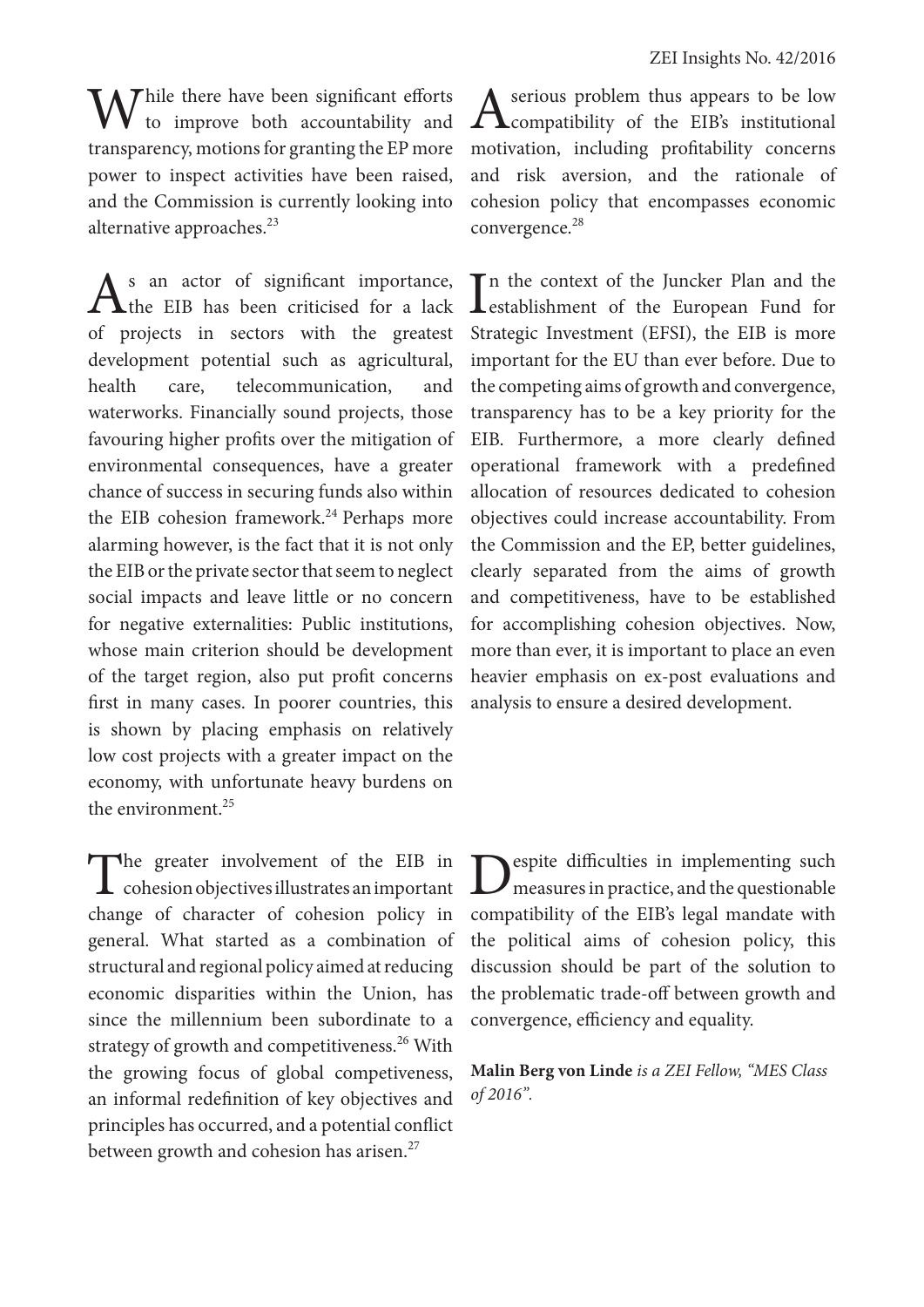While there have been significant efforts to improve both accountability and transparency, motions for granting the EP more power to inspect activities have been raised, and the Commission is currently looking into alternative approaches.[23]

As an actor of significant importance, the EIB has been criticised for a lack of projects in sectors with the greatest development potential such as agricultural, health care, telecommunication, and waterworks. Financially sound projects, those favouring higher profits over the mitigation of environmental consequences, have a greater chance of success in securing funds also within the EIB cohesion framework.[24] Perhaps more alarming however, is the fact that it is not only the EIB or the private sector that seem to neglect social impacts and leave little or no concern for negative externalities: Public institutions, whose main criterion should be development of the target region, also put profit concerns first in many cases. In poorer countries, this is shown by placing emphasis on relatively low cost projects with a greater impact on the economy, with unfortunate heavy burdens on the environment.[25]

The greater involvement of the EIB in cohesion objectives illustrates an important change of character of cohesion policy in general. What started as a combination of structural and regional policy aimed at reducing economic disparities within the Union, has since the millennium been subordinate to a strategy of growth and competitiveness.[26] With the growing focus of global competiveness, an informal redefinition of key objectives and principles has occurred, and a potential conflict between growth and cohesion has arisen.[27]

A serious problem thus appears to be low compatibility of the EIB's institutional motivation, including profitability concerns and risk aversion, and the rationale of cohesion policy that encompasses economic convergence.[28]

In the context of the Juncker Plan and the establishment of the European Fund for Strategic Investment (EFSI), the EIB is more important for the EU than ever before. Due to the competing aims of growth and convergence, transparency has to be a key priority for the EIB. Furthermore, a more clearly defined operational framework with a predefined allocation of resources dedicated to cohesion objectives could increase accountability. From the Commission and the EP, better guidelines, clearly separated from the aims of growth and competitiveness, have to be established for accomplishing cohesion objectives. Now, more than ever, it is important to place an even heavier emphasis on ex-post evaluations and analysis to ensure a desired development.

Despite difficulties in implementing such measures in practice, and the questionable compatibility of the EIB's legal mandate with the political aims of cohesion policy, this discussion should be part of the solution to the problematic trade-off between growth and convergence, efficiency and equality.

**Malin Berg von Linde** *is a ZEI Fellow, "MES Class of 2016".*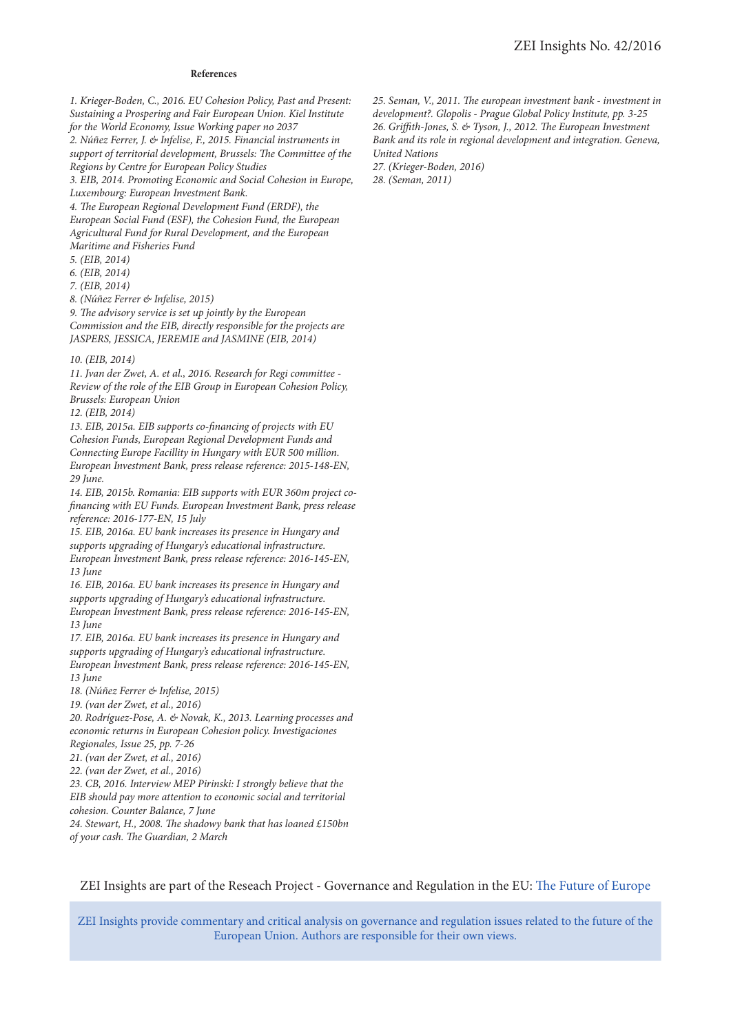**References**

*1. Krieger-Boden, C., 2016. EU Cohesion Policy, Past and Present: Sustaining a Prospering and Fair European Union. Kiel Institute for the World Economy, Issue Working paper no 2037*
*2. Núñez Ferrer, J. & Infelise, F., 2015. Financial instruments in support of territorial development, Brussels: The Committee of the Regions by Centre for European Policy Studies*
*3. EIB, 2014. Promoting Economic and Social Cohesion in Europe, Luxembourg: European Investment Bank.*
*4. The European Regional Development Fund (ERDF), the European Social Fund (ESF), the Cohesion Fund, the European Agricultural Fund for Rural Development, and the European Maritime and Fisheries Fund*
*5. (EIB, 2014)*
*6. (EIB, 2014)*
*7. (EIB, 2014)*
*8. (Núñez Ferrer & Infelise, 2015)*
*9. The advisory service is set up jointly by the European Commission and the EIB, directly responsible for the projects are JASPERS, JESSICA, JEREMIE and JASMINE (EIB, 2014)*

*10. (EIB, 2014)*
*11. Jvan der Zwet, A. et al., 2016. Research for Regi committee - Review of the role of the EIB Group in European Cohesion Policy, Brussels: European Union*
*12. (EIB, 2014)*
*13. EIB, 2015a. EIB supports co-financing of projects with EU Cohesion Funds, European Regional Development Funds and Connecting Europe Facillity in Hungary with EUR 500 million. European Investment Bank, press release reference: 2015-148-EN, 29 June.*
*14. EIB, 2015b. Romania: EIB supports with EUR 360m project co-financing with EU Funds. European Investment Bank, press release reference: 2016-177-EN, 15 July*
*15. EIB, 2016a. EU bank increases its presence in Hungary and supports upgrading of Hungary's educational infrastructure. European Investment Bank, press release reference: 2016-145-EN, 13 June*
*16. EIB, 2016a. EU bank increases its presence in Hungary and supports upgrading of Hungary's educational infrastructure. European Investment Bank, press release reference: 2016-145-EN, 13 June*
*17. EIB, 2016a. EU bank increases its presence in Hungary and supports upgrading of Hungary's educational infrastructure. European Investment Bank, press release reference: 2016-145-EN, 13 June*
*18. (Núñez Ferrer & Infelise, 2015)*
*19. (van der Zwet, et al., 2016)*
*20. Rodríguez-Pose, A. & Novak, K., 2013. Learning processes and economic returns in European Cohesion policy. Investigaciones Regionales, Issue 25, pp. 7-26*
*21. (van der Zwet, et al., 2016)*
*22. (van der Zwet, et al., 2016)*
*23. CB, 2016. Interview MEP Pirinski: I strongly believe that the EIB should pay more attention to economic social and territorial cohesion. Counter Balance, 7 June*
*24. Stewart, H., 2008. The shadowy bank that has loaned £150bn of your cash. The Guardian, 2 March*
*25. Seman, V., 2011. The european investment bank - investment in development?. Glopolis - Prague Global Policy Institute, pp. 3-25*
*26. Griffith-Jones, S. & Tyson, J., 2012. The European Investment Bank and its role in regional development and integration. Geneva, United Nations*
*27. (Krieger-Boden, 2016)*
*28. (Seman, 2011)*

ZEI Insights are part of the Reseach Project - Governance and Regulation in the EU: The Future of Europe

ZEI Insights provide commentary and critical analysis on governance and regulation issues related to the future of the European Union. Authors are responsible for their own views.